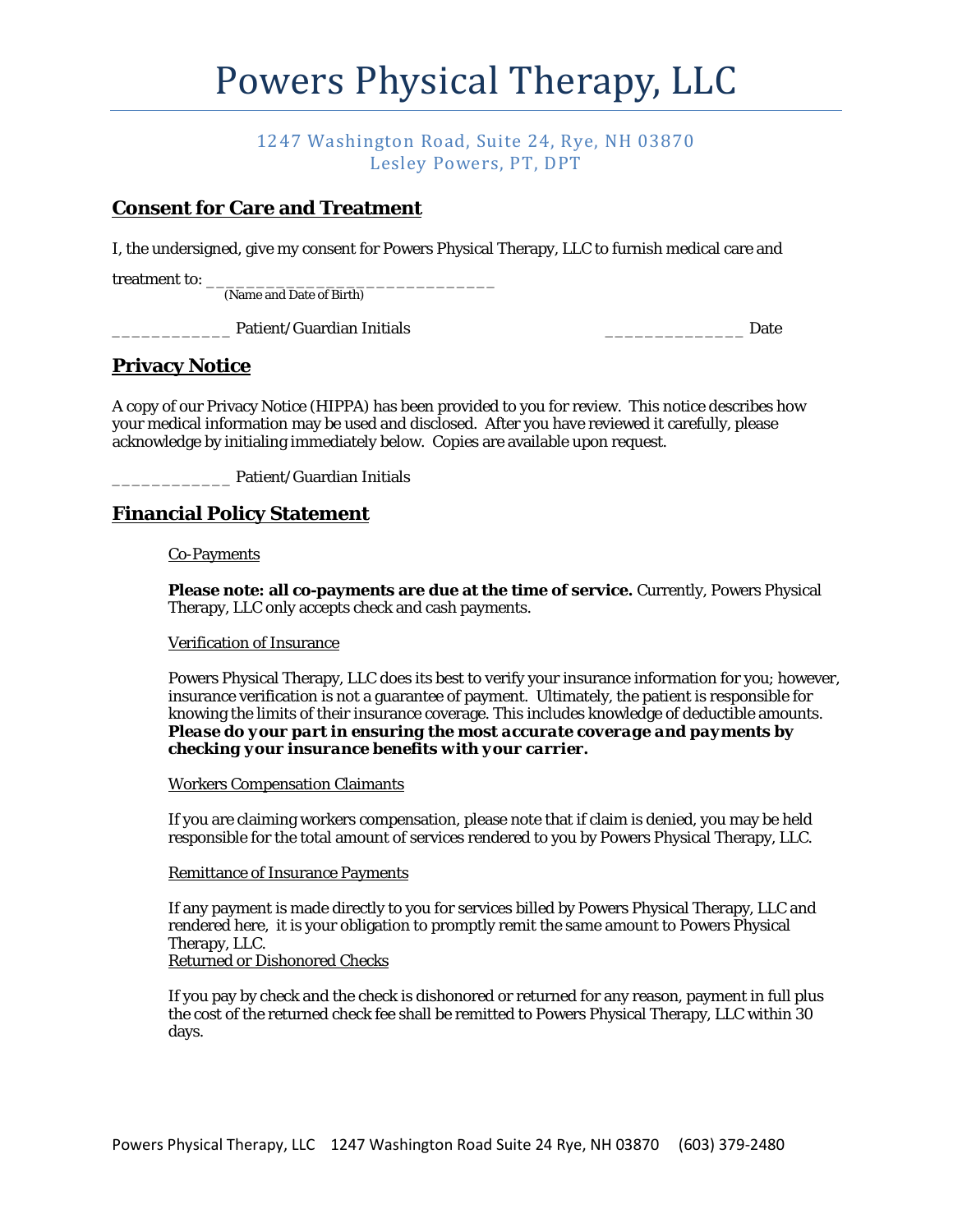# Powers Physical Therapy, LLC

1247 Washington Road, Suite 24, Rye, NH 03870
Lesley Powers, PT, DPT

## Consent for Care and Treatment

I, the undersigned, give my consent for Powers Physical Therapy, LLC to furnish medical care and

treatment to: ______________________________
(Name and Date of Birth)

___________ Patient/Guardian Initials                                                  _____________ Date

## Privacy Notice

A copy of our Privacy Notice (HIPPA) has been provided to you for review. This notice describes how your medical information may be used and disclosed. After you have reviewed it carefully, please acknowledge by initialing immediately below. Copies are available upon request.

___________ Patient/Guardian Initials

## Financial Policy Statement

Co-Payments

**Please note: all co-payments are due at the time of service.** Currently, Powers Physical Therapy, LLC only accepts check and cash payments.

Verification of Insurance

Powers Physical Therapy, LLC does its best to verify your insurance information for you; however, insurance verification is not a guarantee of payment. Ultimately, the patient is responsible for knowing the limits of their insurance coverage. This includes knowledge of deductible amounts. ***Please do your part in ensuring the most accurate coverage and payments by checking your insurance benefits with your carrier.***

Workers Compensation Claimants

If you are claiming workers compensation, please note that if claim is denied, you may be held responsible for the total amount of services rendered to you by Powers Physical Therapy, LLC.

Remittance of Insurance Payments

If any payment is made directly to you for services billed by Powers Physical Therapy, LLC and rendered here, it is your obligation to promptly remit the same amount to Powers Physical Therapy, LLC.

Returned or Dishonored Checks

If you pay by check and the check is dishonored or returned for any reason, payment in full plus the cost of the returned check fee shall be remitted to Powers Physical Therapy, LLC within 30 days.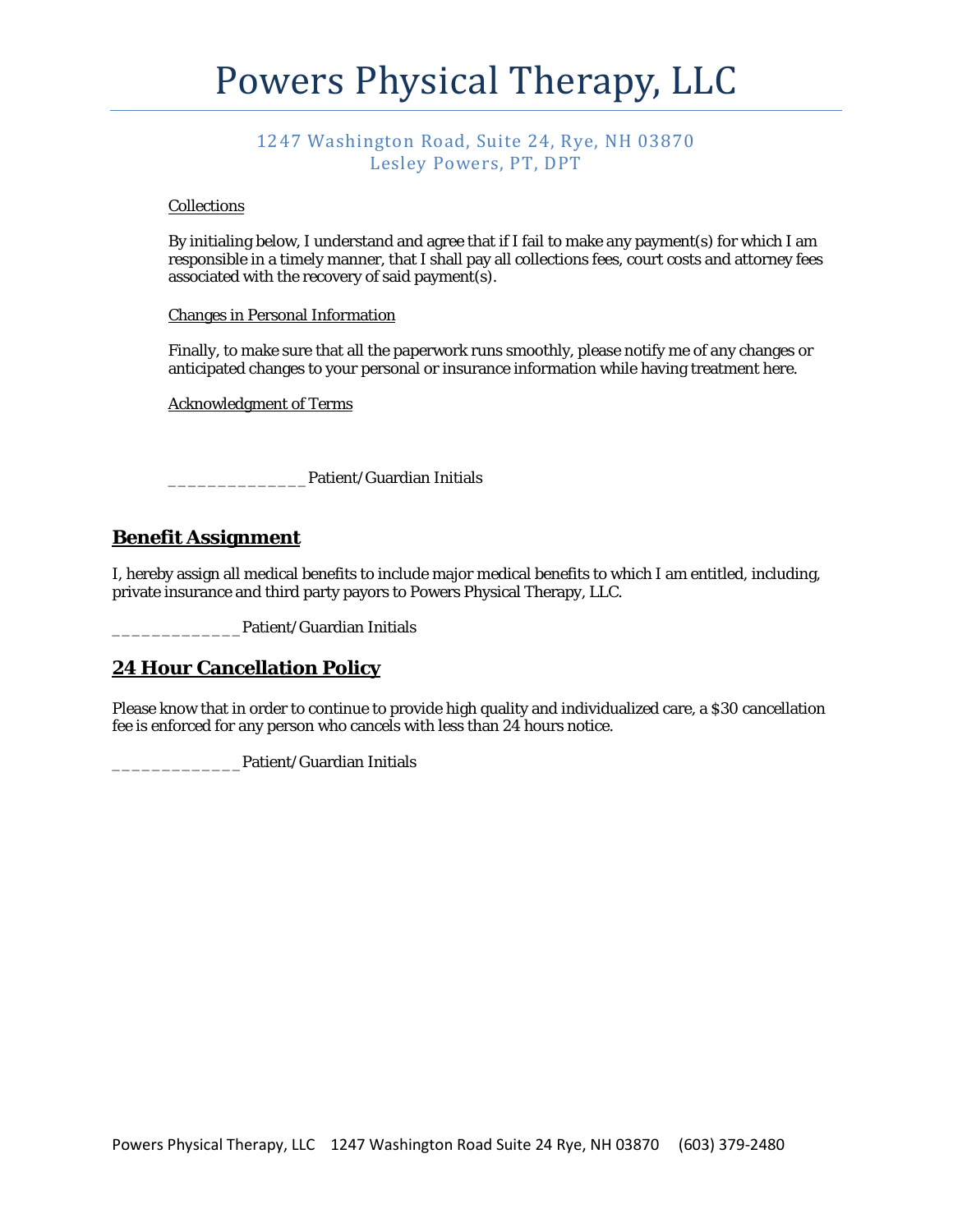# Powers Physical Therapy, LLC

1247 Washington Road, Suite 24, Rye, NH 03870
Lesley Powers, PT, DPT

Collections

By initialing below, I understand and agree that if I fail to make any payment(s) for which I am responsible in a timely manner, that I shall pay all collections fees, court costs and attorney fees associated with the recovery of said payment(s).

Changes in Personal Information

Finally, to make sure that all the paperwork runs smoothly, please notify me of any changes or anticipated changes to your personal or insurance information while having treatment here.

Acknowledgment of Terms

______________ Patient/Guardian Initials

## Benefit Assignment

I, hereby assign all medical benefits to include major medical benefits to which I am entitled, including, private insurance and third party payors to Powers Physical Therapy, LLC.

_____________ Patient/Guardian Initials

## 24 Hour Cancellation Policy

Please know that in order to continue to provide high quality and individualized care, a $30 cancellation fee is enforced for any person who cancels with less than 24 hours notice.

_____________ Patient/Guardian Initials